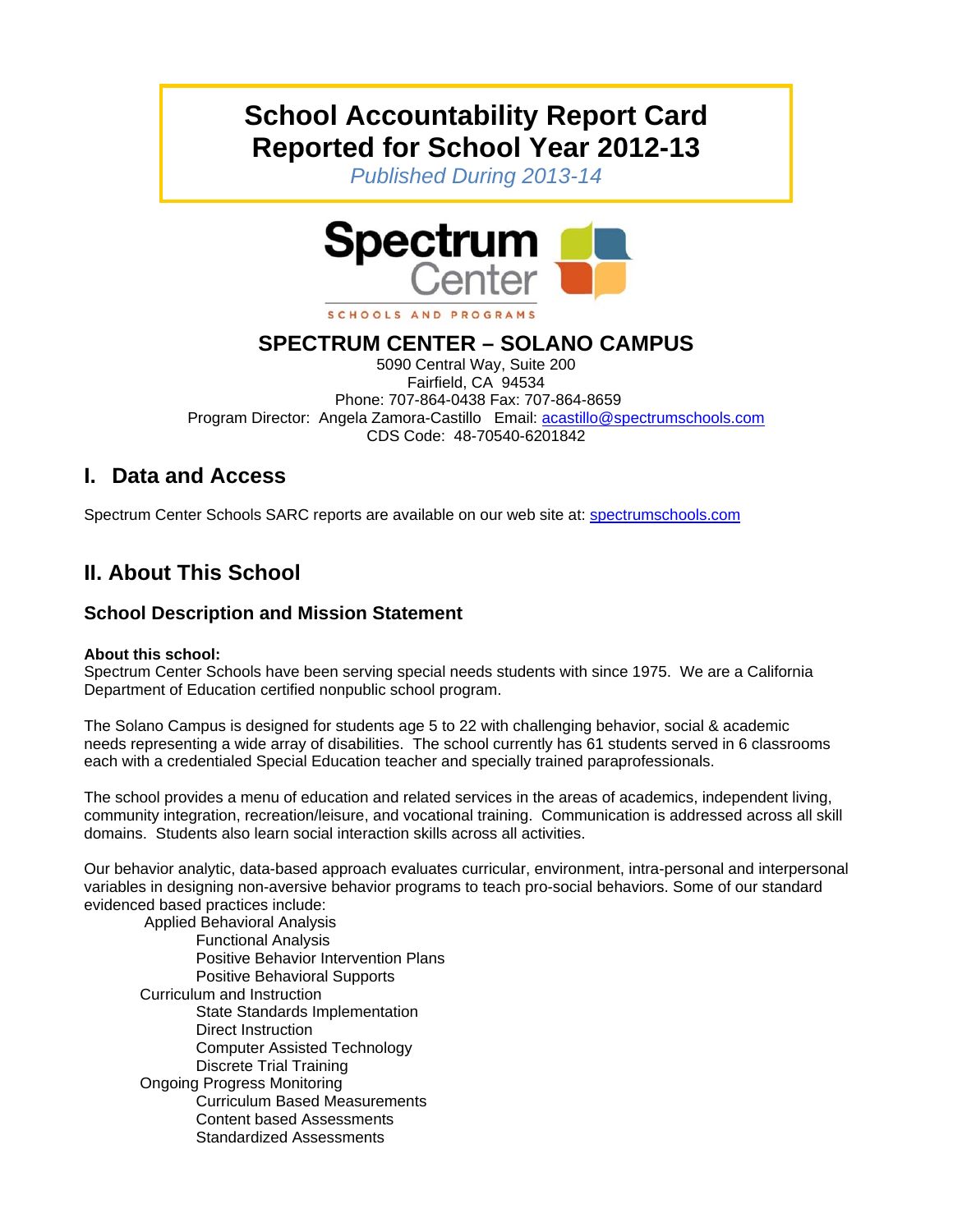# School Accountability Report Card
# Reported for School Year 2012-13

*Published During 2013-14*

Spectrum Center

SCHOOLS AND PROGRAMS

## SPECTRUM CENTER – SOLANO CAMPUS

5090 Central Way, Suite 200
Fairfield, CA 94534
Phone: 707-864-0438 Fax: 707-864-8659
Program Director: Angela Zamora-Castillo Email: acastillo@spectrumschools.com
CDS Code: 48-70540-6201842

## I. Data and Access

Spectrum Center Schools SARC reports are available on our web site at: spectrumschools.com

## II. About This School

### School Description and Mission Statement

**About this school:**
Spectrum Center Schools have been serving special needs students with since 1975. We are a California Department of Education certified nonpublic school program.

The Solano Campus is designed for students age 5 to 22 with challenging behavior, social & academic needs representing a wide array of disabilities. The school currently has 61 students served in 6 classrooms each with a credentialed Special Education teacher and specially trained paraprofessionals.

The school provides a menu of education and related services in the areas of academics, independent living, community integration, recreation/leisure, and vocational training. Communication is addressed across all skill domains. Students also learn social interaction skills across all activities.

Our behavior analytic, data-based approach evaluates curricular, environment, intra-personal and interpersonal variables in designing non-aversive behavior programs to teach pro-social behaviors. Some of our standard evidenced based practices include:

- Applied Behavioral Analysis
  - Functional Analysis
  - Positive Behavior Intervention Plans
  - Positive Behavioral Supports
- Curriculum and Instruction
  - State Standards Implementation
  - Direct Instruction
  - Computer Assisted Technology
  - Discrete Trial Training
- Ongoing Progress Monitoring
  - Curriculum Based Measurements
  - Content based Assessments
  - Standardized Assessments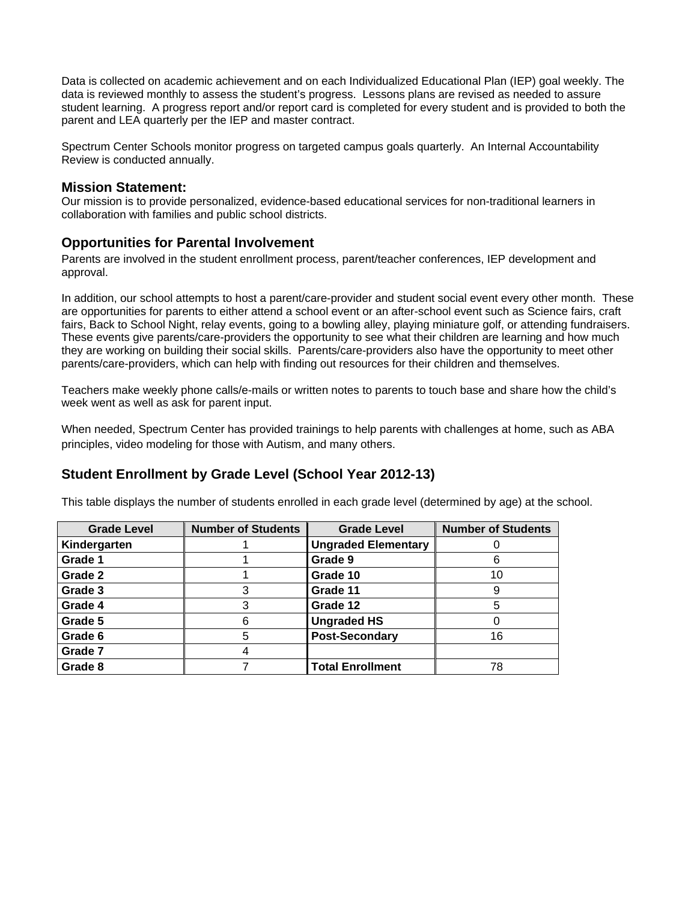Data is collected on academic achievement and on each Individualized Educational Plan (IEP) goal weekly. The data is reviewed monthly to assess the student's progress. Lessons plans are revised as needed to assure student learning. A progress report and/or report card is completed for every student and is provided to both the parent and LEA quarterly per the IEP and master contract.

Spectrum Center Schools monitor progress on targeted campus goals quarterly. An Internal Accountability Review is conducted annually.

### Mission Statement:

Our mission is to provide personalized, evidence-based educational services for non-traditional learners in collaboration with families and public school districts.

### Opportunities for Parental Involvement

Parents are involved in the student enrollment process, parent/teacher conferences, IEP development and approval.

In addition, our school attempts to host a parent/care-provider and student social event every other month. These are opportunities for parents to either attend a school event or an after-school event such as Science fairs, craft fairs, Back to School Night, relay events, going to a bowling alley, playing miniature golf, or attending fundraisers. These events give parents/care-providers the opportunity to see what their children are learning and how much they are working on building their social skills. Parents/care-providers also have the opportunity to meet other parents/care-providers, which can help with finding out resources for their children and themselves.

Teachers make weekly phone calls/e-mails or written notes to parents to touch base and share how the child's week went as well as ask for parent input.

When needed, Spectrum Center has provided trainings to help parents with challenges at home, such as ABA principles, video modeling for those with Autism, and many others.

### Student Enrollment by Grade Level (School Year 2012-13)

This table displays the number of students enrolled in each grade level (determined by age) at the school.

| Grade Level | Number of Students | Grade Level | Number of Students |
|---|---|---|---|
| **Kindergarten** | 1 | **Ungraded Elementary** | 0 |
| **Grade 1** | 1 | **Grade 9** | 6 |
| **Grade 2** | 1 | **Grade 10** | 10 |
| **Grade 3** | 3 | **Grade 11** | 9 |
| **Grade 4** | 3 | **Grade 12** | 5 |
| **Grade 5** | 6 | **Ungraded HS** | 0 |
| **Grade 6** | 5 | **Post-Secondary** | 16 |
| **Grade 7** | 4 | | |
| **Grade 8** | 7 | **Total Enrollment** | 78 |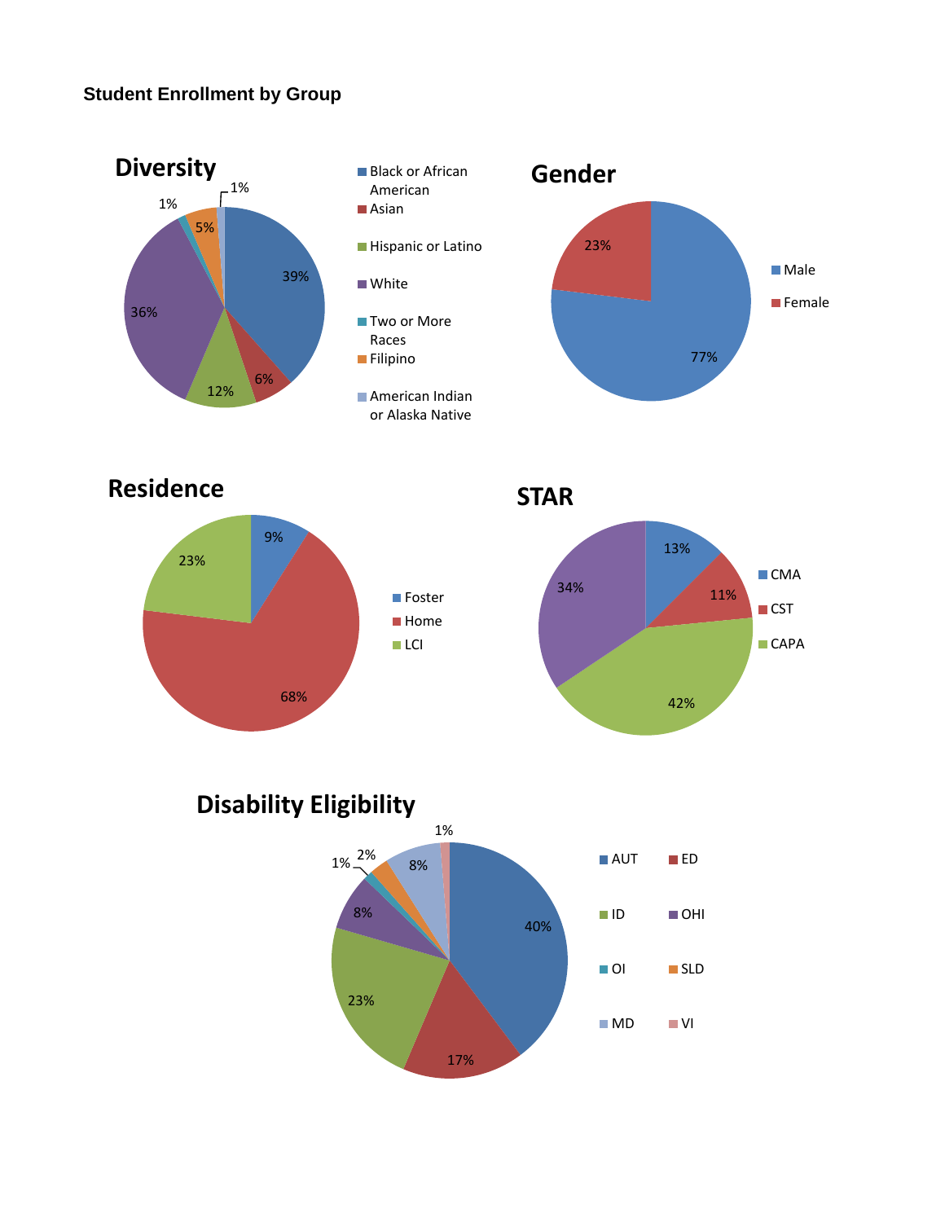**Student Enrollment by Group**

## Diversity

| Group | Percentage |
|---|---|
| Black or African American | 39% |
| Asian | 6% |
| Hispanic or Latino | 12% |
| White | 36% |
| Two or More Races | 1% |
| Filipino | 5% |
| American Indian or Alaska Native | 1% |

## Gender

| Group | Percentage |
|---|---|
| Male | 77% |
| Female | 23% |

## Residence

| Group | Percentage |
|---|---|
| Foster | 9% |
| Home | 68% |
| LCI | 23% |

## STAR

| Group | Percentage |
|---|---|
| CMA | 13% |
| CST | 11% |
| CAPA | 42% |
| (unlabeled) | 34% |

## Disability Eligibility

| Group | Percentage |
|---|---|
| AUT | 40% |
| ED | 17% |
| ID | 23% |
| OHI | 8% |
| OI | 1% |
| SLD | 2% |
| MD | 8% |
| VI | 1% |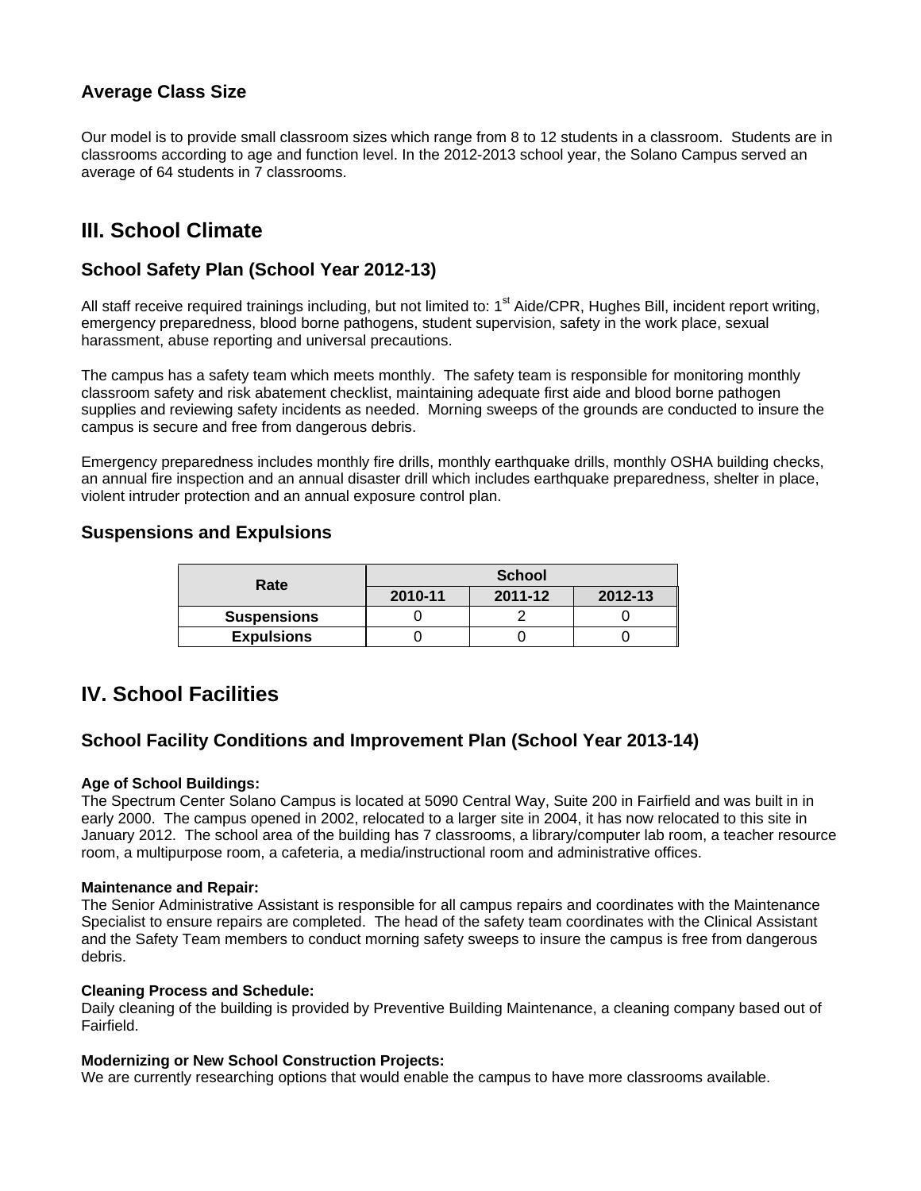### Average Class Size

Our model is to provide small classroom sizes which range from 8 to 12 students in a classroom. Students are in classrooms according to age and function level. In the 2012-2013 school year, the Solano Campus served an average of 64 students in 7 classrooms.

## III. School Climate

### School Safety Plan (School Year 2012-13)

All staff receive required trainings including, but not limited to: 1st Aide/CPR, Hughes Bill, incident report writing, emergency preparedness, blood borne pathogens, student supervision, safety in the work place, sexual harassment, abuse reporting and universal precautions.

The campus has a safety team which meets monthly. The safety team is responsible for monitoring monthly classroom safety and risk abatement checklist, maintaining adequate first aide and blood borne pathogen supplies and reviewing safety incidents as needed. Morning sweeps of the grounds are conducted to insure the campus is secure and free from dangerous debris.

Emergency preparedness includes monthly fire drills, monthly earthquake drills, monthly OSHA building checks, an annual fire inspection and an annual disaster drill which includes earthquake preparedness, shelter in place, violent intruder protection and an annual exposure control plan.

### Suspensions and Expulsions

| Rate | School | | |
|---|---|---|---|
| | 2010-11 | 2011-12 | 2012-13 |
| Suspensions | 0 | 2 | 0 |
| Expulsions | 0 | 0 | 0 |

## IV. School Facilities

### School Facility Conditions and Improvement Plan (School Year 2013-14)

**Age of School Buildings:**
The Spectrum Center Solano Campus is located at 5090 Central Way, Suite 200 in Fairfield and was built in in early 2000. The campus opened in 2002, relocated to a larger site in 2004, it has now relocated to this site in January 2012. The school area of the building has 7 classrooms, a library/computer lab room, a teacher resource room, a multipurpose room, a cafeteria, a media/instructional room and administrative offices.

**Maintenance and Repair:**
The Senior Administrative Assistant is responsible for all campus repairs and coordinates with the Maintenance Specialist to ensure repairs are completed. The head of the safety team coordinates with the Clinical Assistant and the Safety Team members to conduct morning safety sweeps to insure the campus is free from dangerous debris.

**Cleaning Process and Schedule:**
Daily cleaning of the building is provided by Preventive Building Maintenance, a cleaning company based out of Fairfield.

**Modernizing or New School Construction Projects:**
We are currently researching options that would enable the campus to have more classrooms available.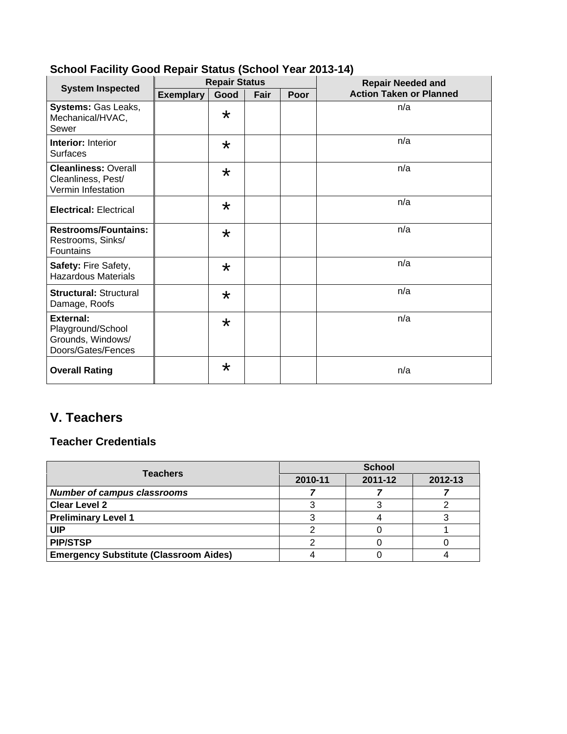### School Facility Good Repair Status (School Year 2013-14)

| System Inspected | Repair Status | | | | Repair Needed and Action Taken or Planned |
|---|---|---|---|---|---|
| | Exemplary | Good | Fair | Poor | |
| **Systems:** Gas Leaks, Mechanical/HVAC, Sewer | | * | | | n/a |
| **Interior:** Interior Surfaces | | * | | | n/a |
| **Cleanliness:** Overall Cleanliness, Pest/ Vermin Infestation | | * | | | n/a |
| **Electrical:** Electrical | | * | | | n/a |
| **Restrooms/Fountains:** Restrooms, Sinks/ Fountains | | * | | | n/a |
| **Safety:** Fire Safety, Hazardous Materials | | * | | | n/a |
| **Structural:** Structural Damage, Roofs | | * | | | n/a |
| **External:** Playground/School Grounds, Windows/ Doors/Gates/Fences | | * | | | n/a |
| **Overall Rating** | | * | | | n/a |

## V. Teachers

### Teacher Credentials

| Teachers | School | | |
|---|---|---|---|
| | 2010-11 | 2011-12 | 2012-13 |
| ***Number of campus classrooms*** | ***7*** | ***7*** | ***7*** |
| **Clear Level 2** | 3 | 3 | 2 |
| **Preliminary Level 1** | 3 | 4 | 3 |
| **UIP** | 2 | 0 | 1 |
| **PIP/STSP** | 2 | 0 | 0 |
| **Emergency Substitute (Classroom Aides)** | 4 | 0 | 4 |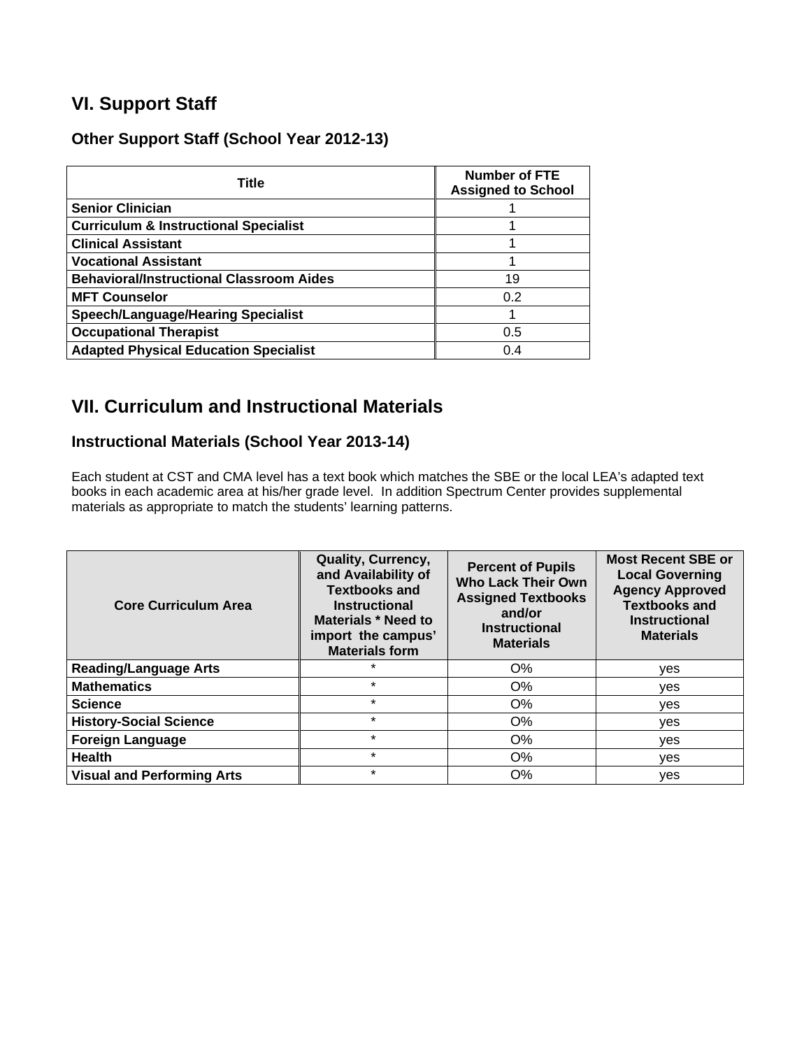## VI. Support Staff

### Other Support Staff (School Year 2012-13)

| Title | Number of FTE Assigned to School |
|---|---|
| **Senior Clinician** | 1 |
| **Curriculum & Instructional Specialist** | 1 |
| **Clinical Assistant** | 1 |
| **Vocational Assistant** | 1 |
| **Behavioral/Instructional Classroom Aides** | 19 |
| **MFT Counselor** | 0.2 |
| **Speech/Language/Hearing Specialist** | 1 |
| **Occupational Therapist** | 0.5 |
| **Adapted Physical Education Specialist** | 0.4 |

## VII. Curriculum and Instructional Materials

### Instructional Materials (School Year 2013-14)

Each student at CST and CMA level has a text book which matches the SBE or the local LEA's adapted text books in each academic area at his/her grade level. In addition Spectrum Center provides supplemental materials as appropriate to match the students' learning patterns.

| Core Curriculum Area | Quality, Currency, and Availability of Textbooks and Instructional Materials * Need to import the campus' Materials form | Percent of Pupils Who Lack Their Own Assigned Textbooks and/or Instructional Materials | Most Recent SBE or Local Governing Agency Approved Textbooks and Instructional Materials |
|---|---|---|---|
| **Reading/Language Arts** | * | O% | yes |
| **Mathematics** | * | O% | yes |
| **Science** | * | O% | yes |
| **History-Social Science** | * | O% | yes |
| **Foreign Language** | * | O% | yes |
| **Health** | * | O% | yes |
| **Visual and Performing Arts** | * | O% | yes |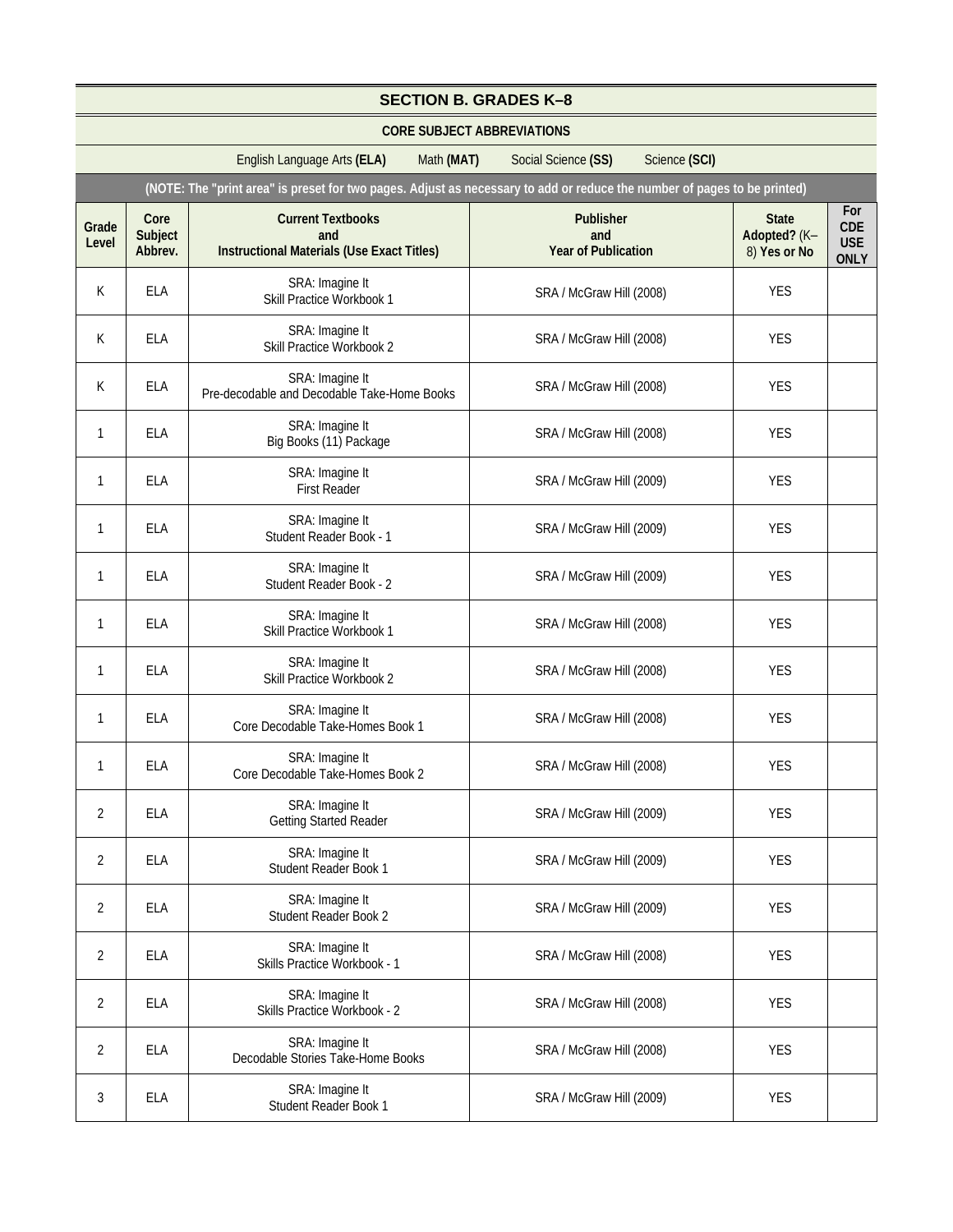## SECTION B. GRADES K–8

**CORE SUBJECT ABBREVIATIONS**

English Language Arts **(ELA)**     Math **(MAT)**     Social Science **(SS)**     Science **(SCI)**

**(NOTE: The "print area" is preset for two pages. Adjust as necessary to add or reduce the number of pages to be printed)**

| Grade Level | Core Subject Abbrev. | Current Textbooks and Instructional Materials (Use Exact Titles) | Publisher and Year of Publication | State Adopted? (K–8) Yes or No | For CDE USE ONLY |
|---|---|---|---|---|---|
| K | ELA | SRA: Imagine It<br>Skill Practice Workbook 1 | SRA / McGraw Hill (2008) | YES | |
| K | ELA | SRA: Imagine It<br>Skill Practice Workbook 2 | SRA / McGraw Hill (2008) | YES | |
| K | ELA | SRA: Imagine It<br>Pre-decodable and Decodable Take-Home Books | SRA / McGraw Hill (2008) | YES | |
| 1 | ELA | SRA: Imagine It<br>Big Books (11) Package | SRA / McGraw Hill (2008) | YES | |
| 1 | ELA | SRA: Imagine It<br>First Reader | SRA / McGraw Hill (2009) | YES | |
| 1 | ELA | SRA: Imagine It<br>Student Reader Book - 1 | SRA / McGraw Hill (2009) | YES | |
| 1 | ELA | SRA: Imagine It<br>Student Reader Book - 2 | SRA / McGraw Hill (2009) | YES | |
| 1 | ELA | SRA: Imagine It<br>Skill Practice Workbook 1 | SRA / McGraw Hill (2008) | YES | |
| 1 | ELA | SRA: Imagine It<br>Skill Practice Workbook 2 | SRA / McGraw Hill (2008) | YES | |
| 1 | ELA | SRA: Imagine It<br>Core Decodable Take-Homes Book 1 | SRA / McGraw Hill (2008) | YES | |
| 1 | ELA | SRA: Imagine It<br>Core Decodable Take-Homes Book 2 | SRA / McGraw Hill (2008) | YES | |
| 2 | ELA | SRA: Imagine It<br>Getting Started Reader | SRA / McGraw Hill (2009) | YES | |
| 2 | ELA | SRA: Imagine It<br>Student Reader Book 1 | SRA / McGraw Hill (2009) | YES | |
| 2 | ELA | SRA: Imagine It<br>Student Reader Book 2 | SRA / McGraw Hill (2009) | YES | |
| 2 | ELA | SRA: Imagine It<br>Skills Practice Workbook - 1 | SRA / McGraw Hill (2008) | YES | |
| 2 | ELA | SRA: Imagine It<br>Skills Practice Workbook - 2 | SRA / McGraw Hill (2008) | YES | |
| 2 | ELA | SRA: Imagine It<br>Decodable Stories Take-Home Books | SRA / McGraw Hill (2008) | YES | |
| 3 | ELA | SRA: Imagine It<br>Student Reader Book 1 | SRA / McGraw Hill (2009) | YES | |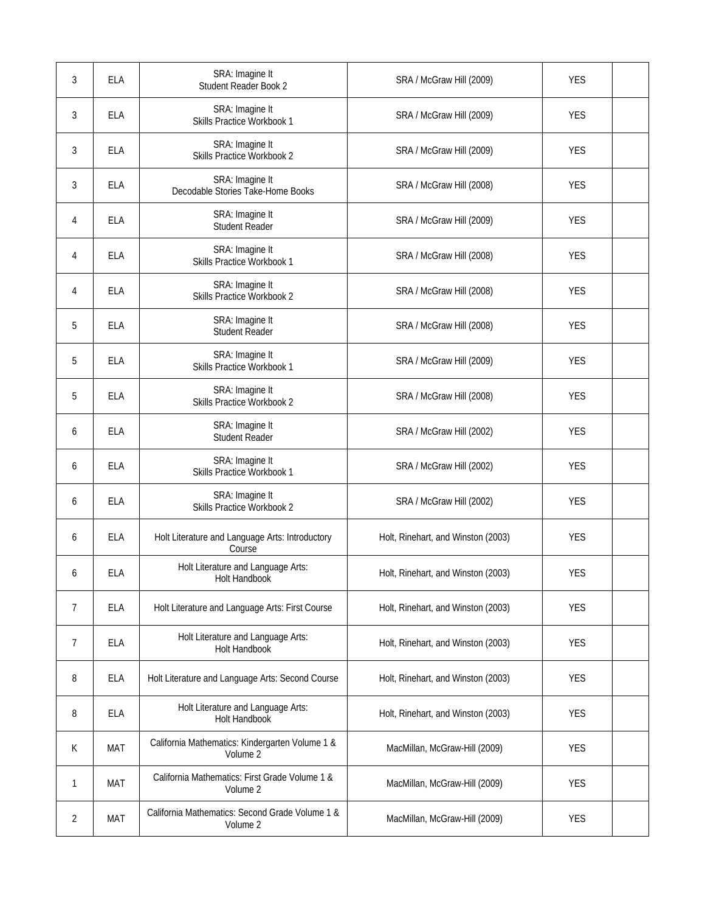| | | | | | |
|---|---|---|---|---|---|
| 3 | ELA | SRA: Imagine It<br>Student Reader Book 2 | SRA / McGraw Hill (2009) | YES | |
| 3 | ELA | SRA: Imagine It<br>Skills Practice Workbook 1 | SRA / McGraw Hill (2009) | YES | |
| 3 | ELA | SRA: Imagine It<br>Skills Practice Workbook 2 | SRA / McGraw Hill (2009) | YES | |
| 3 | ELA | SRA: Imagine It<br>Decodable Stories Take-Home Books | SRA / McGraw Hill (2008) | YES | |
| 4 | ELA | SRA: Imagine It<br>Student Reader | SRA / McGraw Hill (2009) | YES | |
| 4 | ELA | SRA: Imagine It<br>Skills Practice Workbook 1 | SRA / McGraw Hill (2008) | YES | |
| 4 | ELA | SRA: Imagine It<br>Skills Practice Workbook 2 | SRA / McGraw Hill (2008) | YES | |
| 5 | ELA | SRA: Imagine It<br>Student Reader | SRA / McGraw Hill (2008) | YES | |
| 5 | ELA | SRA: Imagine It<br>Skills Practice Workbook 1 | SRA / McGraw Hill (2009) | YES | |
| 5 | ELA | SRA: Imagine It<br>Skills Practice Workbook 2 | SRA / McGraw Hill (2008) | YES | |
| 6 | ELA | SRA: Imagine It<br>Student Reader | SRA / McGraw Hill (2002) | YES | |
| 6 | ELA | SRA: Imagine It<br>Skills Practice Workbook 1 | SRA / McGraw Hill (2002) | YES | |
| 6 | ELA | SRA: Imagine It<br>Skills Practice Workbook 2 | SRA / McGraw Hill (2002) | YES | |
| 6 | ELA | Holt Literature and Language Arts: Introductory Course | Holt, Rinehart, and Winston (2003) | YES | |
| 6 | ELA | Holt Literature and Language Arts:<br>Holt Handbook | Holt, Rinehart, and Winston (2003) | YES | |
| 7 | ELA | Holt Literature and Language Arts: First Course | Holt, Rinehart, and Winston (2003) | YES | |
| 7 | ELA | Holt Literature and Language Arts:<br>Holt Handbook | Holt, Rinehart, and Winston (2003) | YES | |
| 8 | ELA | Holt Literature and Language Arts: Second Course | Holt, Rinehart, and Winston (2003) | YES | |
| 8 | ELA | Holt Literature and Language Arts:<br>Holt Handbook | Holt, Rinehart, and Winston (2003) | YES | |
| K | MAT | California Mathematics: Kindergarten Volume 1 & Volume 2 | MacMillan, McGraw-Hill (2009) | YES | |
| 1 | MAT | California Mathematics: First Grade Volume 1 & Volume 2 | MacMillan, McGraw-Hill (2009) | YES | |
| 2 | MAT | California Mathematics: Second Grade Volume 1 & Volume 2 | MacMillan, McGraw-Hill (2009) | YES | |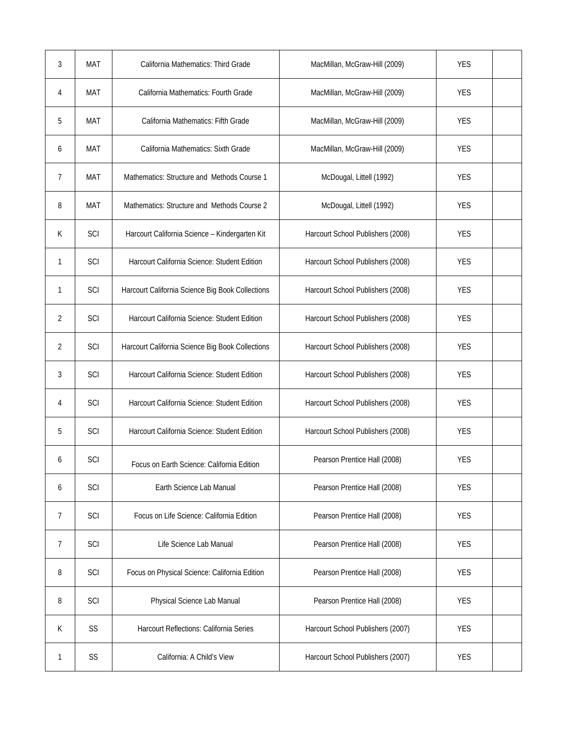| | | | | | |
|---|---|---|---|---|---|
| 3 | MAT | California Mathematics: Third Grade | MacMillan, McGraw-Hill (2009) | YES | |
| 4 | MAT | California Mathematics: Fourth Grade | MacMillan, McGraw-Hill (2009) | YES | |
| 5 | MAT | California Mathematics: Fifth Grade | MacMillan, McGraw-Hill (2009) | YES | |
| 6 | MAT | California Mathematics: Sixth Grade | MacMillan, McGraw-Hill (2009) | YES | |
| 7 | MAT | Mathematics: Structure and Methods Course 1 | McDougal, Littell (1992) | YES | |
| 8 | MAT | Mathematics: Structure and Methods Course 2 | McDougal, Littell (1992) | YES | |
| K | SCI | Harcourt California Science – Kindergarten Kit | Harcourt School Publishers (2008) | YES | |
| 1 | SCI | Harcourt California Science: Student Edition | Harcourt School Publishers (2008) | YES | |
| 1 | SCI | Harcourt California Science Big Book Collections | Harcourt School Publishers (2008) | YES | |
| 2 | SCI | Harcourt California Science: Student Edition | Harcourt School Publishers (2008) | YES | |
| 2 | SCI | Harcourt California Science Big Book Collections | Harcourt School Publishers (2008) | YES | |
| 3 | SCI | Harcourt California Science: Student Edition | Harcourt School Publishers (2008) | YES | |
| 4 | SCI | Harcourt California Science: Student Edition | Harcourt School Publishers (2008) | YES | |
| 5 | SCI | Harcourt California Science: Student Edition | Harcourt School Publishers (2008) | YES | |
| 6 | SCI | Focus on Earth Science: California Edition | Pearson Prentice Hall (2008) | YES | |
| 6 | SCI | Earth Science Lab Manual | Pearson Prentice Hall (2008) | YES | |
| 7 | SCI | Focus on Life Science: California Edition | Pearson Prentice Hall (2008) | YES | |
| 7 | SCI | Life Science Lab Manual | Pearson Prentice Hall (2008) | YES | |
| 8 | SCI | Focus on Physical Science: California Edition | Pearson Prentice Hall (2008) | YES | |
| 8 | SCI | Physical Science Lab Manual | Pearson Prentice Hall (2008) | YES | |
| K | SS | Harcourt Reflections: California Series | Harcourt School Publishers (2007) | YES | |
| 1 | SS | California: A Child's View | Harcourt School Publishers (2007) | YES | |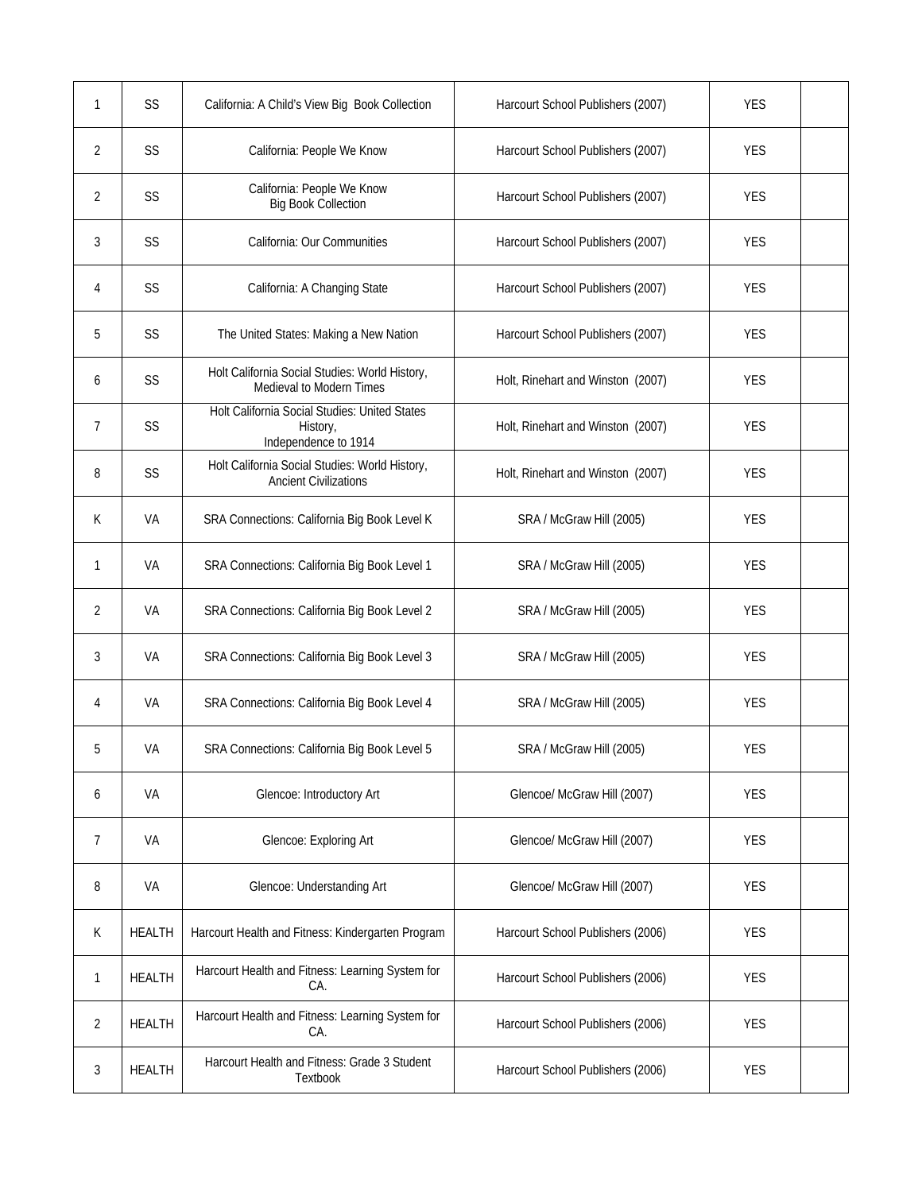| | | | | | |
|---|---|---|---|---|---|
| 1 | SS | California: A Child's View Big Book Collection | Harcourt School Publishers (2007) | YES | |
| 2 | SS | California: People We Know | Harcourt School Publishers (2007) | YES | |
| 2 | SS | California: People We Know<br>Big Book Collection | Harcourt School Publishers (2007) | YES | |
| 3 | SS | California: Our Communities | Harcourt School Publishers (2007) | YES | |
| 4 | SS | California: A Changing State | Harcourt School Publishers (2007) | YES | |
| 5 | SS | The United States: Making a New Nation | Harcourt School Publishers (2007) | YES | |
| 6 | SS | Holt California Social Studies: World History, Medieval to Modern Times | Holt, Rinehart and Winston (2007) | YES | |
| 7 | SS | Holt California Social Studies: United States History,<br>Independence to 1914 | Holt, Rinehart and Winston (2007) | YES | |
| 8 | SS | Holt California Social Studies: World History, Ancient Civilizations | Holt, Rinehart and Winston (2007) | YES | |
| K | VA | SRA Connections: California Big Book Level K | SRA / McGraw Hill (2005) | YES | |
| 1 | VA | SRA Connections: California Big Book Level 1 | SRA / McGraw Hill (2005) | YES | |
| 2 | VA | SRA Connections: California Big Book Level 2 | SRA / McGraw Hill (2005) | YES | |
| 3 | VA | SRA Connections: California Big Book Level 3 | SRA / McGraw Hill (2005) | YES | |
| 4 | VA | SRA Connections: California Big Book Level 4 | SRA / McGraw Hill (2005) | YES | |
| 5 | VA | SRA Connections: California Big Book Level 5 | SRA / McGraw Hill (2005) | YES | |
| 6 | VA | Glencoe: Introductory Art | Glencoe/ McGraw Hill (2007) | YES | |
| 7 | VA | Glencoe: Exploring Art | Glencoe/ McGraw Hill (2007) | YES | |
| 8 | VA | Glencoe: Understanding Art | Glencoe/ McGraw Hill (2007) | YES | |
| K | HEALTH | Harcourt Health and Fitness: Kindergarten Program | Harcourt School Publishers (2006) | YES | |
| 1 | HEALTH | Harcourt Health and Fitness: Learning System for CA. | Harcourt School Publishers (2006) | YES | |
| 2 | HEALTH | Harcourt Health and Fitness: Learning System for CA. | Harcourt School Publishers (2006) | YES | |
| 3 | HEALTH | Harcourt Health and Fitness: Grade 3 Student Textbook | Harcourt School Publishers (2006) | YES | |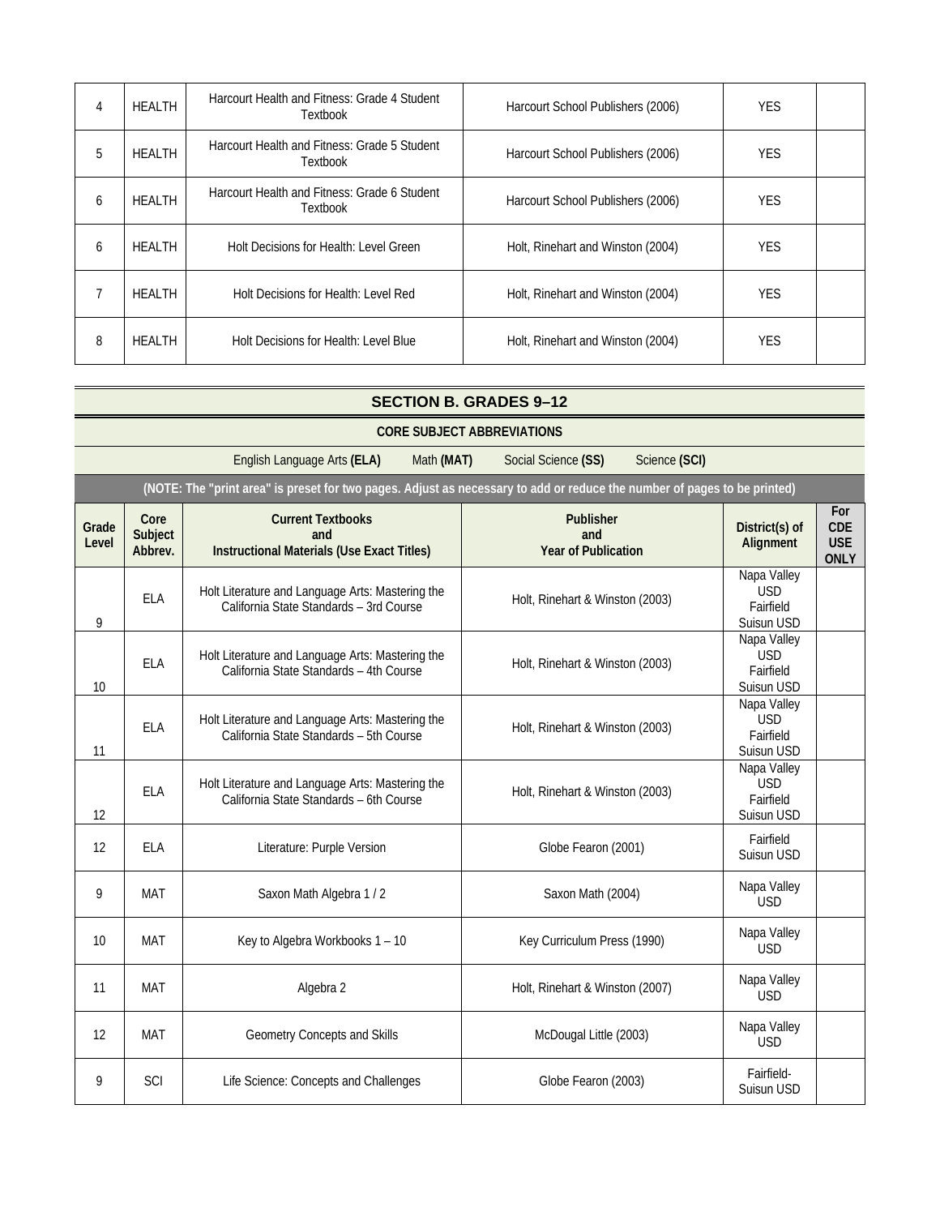| 4 | HEALTH | Harcourt Health and Fitness: Grade 4 Student Textbook | Harcourt School Publishers (2006) | YES | |
|---|---|---|---|---|---|
| 5 | HEALTH | Harcourt Health and Fitness: Grade 5 Student Textbook | Harcourt School Publishers (2006) | YES | |
| 6 | HEALTH | Harcourt Health and Fitness: Grade 6 Student Textbook | Harcourt School Publishers (2006) | YES | |
| 6 | HEALTH | Holt Decisions for Health: Level Green | Holt, Rinehart and Winston (2004) | YES | |
| 7 | HEALTH | Holt Decisions for Health: Level Red | Holt, Rinehart and Winston (2004) | YES | |
| 8 | HEALTH | Holt Decisions for Health: Level Blue | Holt, Rinehart and Winston (2004) | YES | |

## SECTION B. GRADES 9–12

**CORE SUBJECT ABBREVIATIONS**

English Language Arts **(ELA)** Math **(MAT)** Social Science **(SS)** Science **(SCI)**

**(NOTE: The "print area" is preset for two pages. Adjust as necessary to add or reduce the number of pages to be printed)**

| Grade Level | Core Subject Abbrev. | Current Textbooks and Instructional Materials (Use Exact Titles) | Publisher and Year of Publication | District(s) of Alignment | For CDE USE ONLY |
|---|---|---|---|---|---|
| 9 | ELA | Holt Literature and Language Arts: Mastering the California State Standards – 3rd Course | Holt, Rinehart & Winston (2003) | Napa Valley USD Fairfield Suisun USD | |
| 10 | ELA | Holt Literature and Language Arts: Mastering the California State Standards – 4th Course | Holt, Rinehart & Winston (2003) | Napa Valley USD Fairfield Suisun USD | |
| 11 | ELA | Holt Literature and Language Arts: Mastering the California State Standards – 5th Course | Holt, Rinehart & Winston (2003) | Napa Valley USD Fairfield Suisun USD | |
| 12 | ELA | Holt Literature and Language Arts: Mastering the California State Standards – 6th Course | Holt, Rinehart & Winston (2003) | Napa Valley USD Fairfield Suisun USD | |
| 12 | ELA | Literature: Purple Version | Globe Fearon (2001) | Fairfield Suisun USD | |
| 9 | MAT | Saxon Math Algebra 1 / 2 | Saxon Math (2004) | Napa Valley USD | |
| 10 | MAT | Key to Algebra Workbooks 1 – 10 | Key Curriculum Press (1990) | Napa Valley USD | |
| 11 | MAT | Algebra 2 | Holt, Rinehart & Winston (2007) | Napa Valley USD | |
| 12 | MAT | Geometry Concepts and Skills | McDougal Little (2003) | Napa Valley USD | |
| 9 | SCI | Life Science: Concepts and Challenges | Globe Fearon (2003) | Fairfield-Suisun USD | |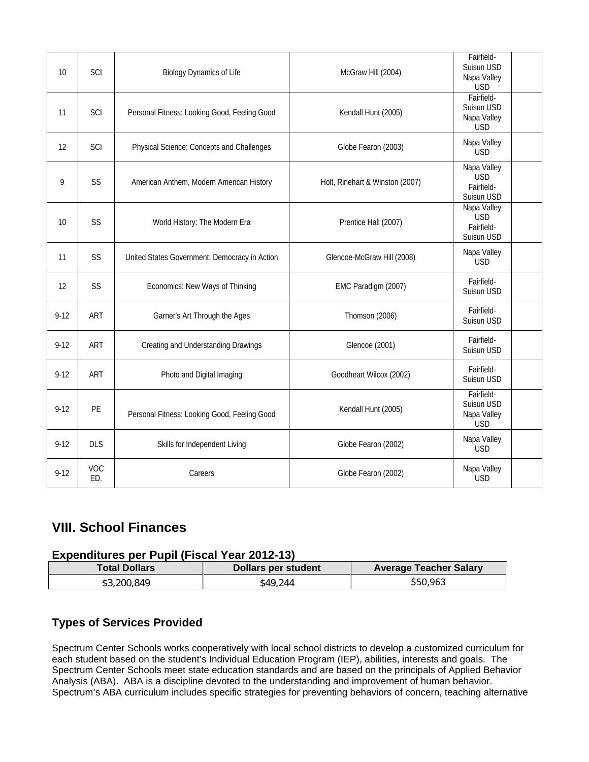| 10 | SCI | Biology Dynamics of Life | McGraw Hill (2004) | Fairfield-Suisun USD Napa Valley USD | |
|---|---|---|---|---|---|
| 11 | SCI | Personal Fitness: Looking Good, Feeling Good | Kendall Hunt (2005) | Fairfield-Suisun USD Napa Valley USD | |
| 12 | SCI | Physical Science: Concepts and Challenges | Globe Fearon (2003) | Napa Valley USD | |
| 9 | SS | American Anthem, Modern American History | Holt, Rinehart & Winston (2007) | Napa Valley USD Fairfield-Suisun USD | |
| 10 | SS | World History: The Modern Era | Prentice Hall (2007) | Napa Valley USD Fairfield-Suisun USD | |
| 11 | SS | United States Government: Democracy in Action | Glencoe-McGraw Hill (2008) | Napa Valley USD | |
| 12 | SS | Economics: New Ways of Thinking | EMC Paradigm (2007) | Fairfield-Suisun USD | |
| 9-12 | ART | Garner's Art Through the Ages | Thomson (2006) | Fairfield-Suisun USD | |
| 9-12 | ART | Creating and Understanding Drawings | Glencoe (2001) | Fairfield-Suisun USD | |
| 9-12 | ART | Photo and Digital Imaging | Goodheart Wilcox (2002) | Fairfield-Suisun USD | |
| 9-12 | PE | Personal Fitness: Looking Good, Feeling Good | Kendall Hunt (2005) | Fairfield-Suisun USD Napa Valley USD | |
| 9-12 | DLS | Skills for Independent Living | Globe Fearon (2002) | Napa Valley USD | |
| 9-12 | VOC ED. | Careers | Globe Fearon (2002) | Napa Valley USD | |

## VIII. School Finances

### Expenditures per Pupil (Fiscal Year 2012-13)

| Total Dollars | Dollars per student | Average Teacher Salary |
|---|---|---|
| $3,200,849 | $49,244 | $50,963 |

### Types of Services Provided

Spectrum Center Schools works cooperatively with local school districts to develop a customized curriculum for each student based on the student's Individual Education Program (IEP), abilities, interests and goals. The Spectrum Center Schools meet state education standards and are based on the principals of Applied Behavior Analysis (ABA). ABA is a discipline devoted to the understanding and improvement of human behavior. Spectrum's ABA curriculum includes specific strategies for preventing behaviors of concern, teaching alternative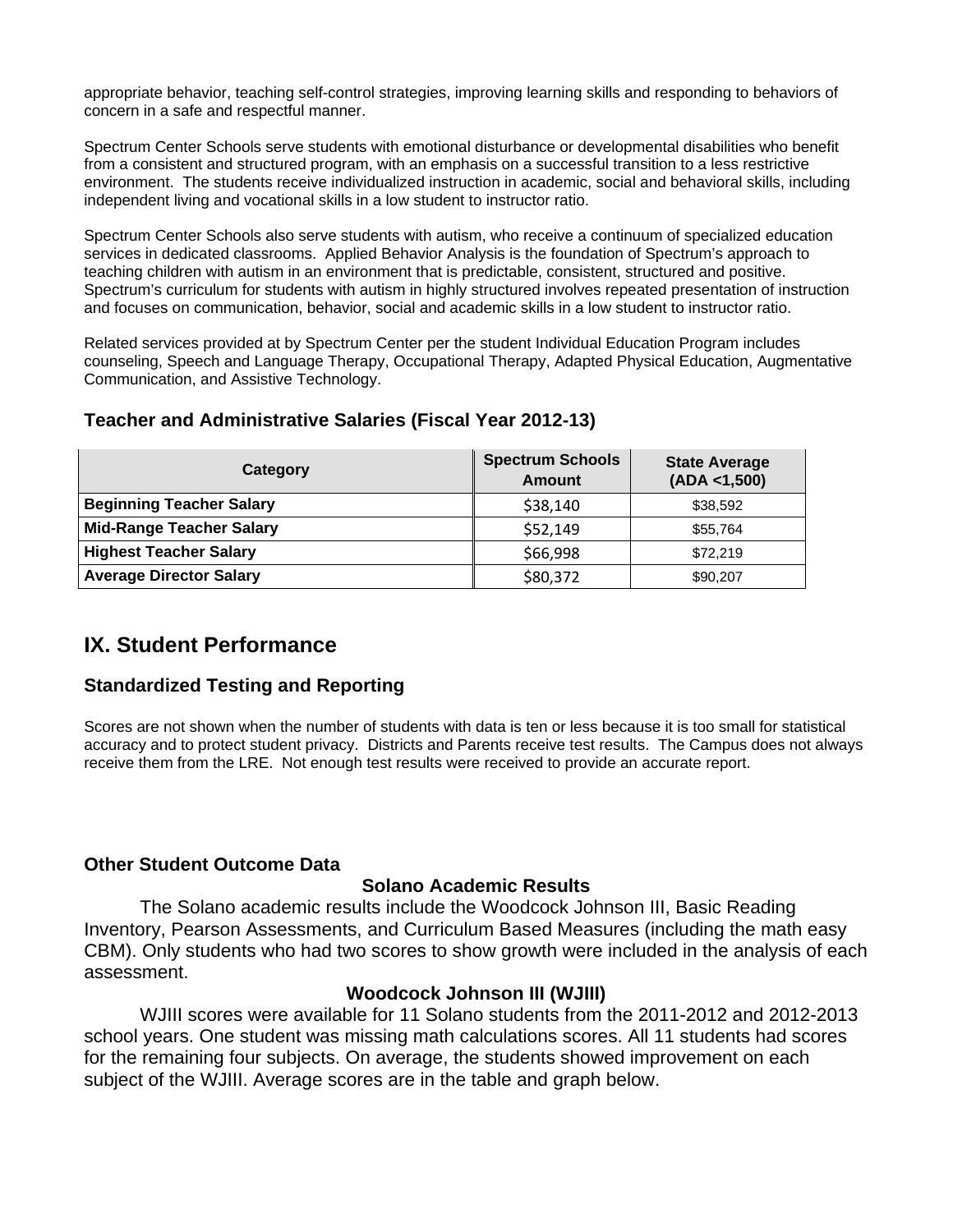appropriate behavior, teaching self-control strategies, improving learning skills and responding to behaviors of concern in a safe and respectful manner.

Spectrum Center Schools serve students with emotional disturbance or developmental disabilities who benefit from a consistent and structured program, with an emphasis on a successful transition to a less restrictive environment. The students receive individualized instruction in academic, social and behavioral skills, including independent living and vocational skills in a low student to instructor ratio.

Spectrum Center Schools also serve students with autism, who receive a continuum of specialized education services in dedicated classrooms. Applied Behavior Analysis is the foundation of Spectrum's approach to teaching children with autism in an environment that is predictable, consistent, structured and positive. Spectrum's curriculum for students with autism in highly structured involves repeated presentation of instruction and focuses on communication, behavior, social and academic skills in a low student to instructor ratio.

Related services provided at by Spectrum Center per the student Individual Education Program includes counseling, Speech and Language Therapy, Occupational Therapy, Adapted Physical Education, Augmentative Communication, and Assistive Technology.

### Teacher and Administrative Salaries (Fiscal Year 2012-13)

| Category | Spectrum Schools Amount | State Average (ADA <1,500) |
|---|---|---|
| **Beginning Teacher Salary** | $38,140 | $38,592 |
| **Mid-Range Teacher Salary** | $52,149 | $55,764 |
| **Highest Teacher Salary** | $66,998 | $72,219 |
| **Average Director Salary** | $80,372 | $90,207 |

## IX. Student Performance

### Standardized Testing and Reporting

Scores are not shown when the number of students with data is ten or less because it is too small for statistical accuracy and to protect student privacy. Districts and Parents receive test results. The Campus does not always receive them from the LRE. Not enough test results were received to provide an accurate report.

### Other Student Outcome Data

**Solano Academic Results**

The Solano academic results include the Woodcock Johnson III, Basic Reading Inventory, Pearson Assessments, and Curriculum Based Measures (including the math easy CBM). Only students who had two scores to show growth were included in the analysis of each assessment.

**Woodcock Johnson III (WJIII)**

WJIII scores were available for 11 Solano students from the 2011-2012 and 2012-2013 school years. One student was missing math calculations scores. All 11 students had scores for the remaining four subjects. On average, the students showed improvement on each subject of the WJIII. Average scores are in the table and graph below.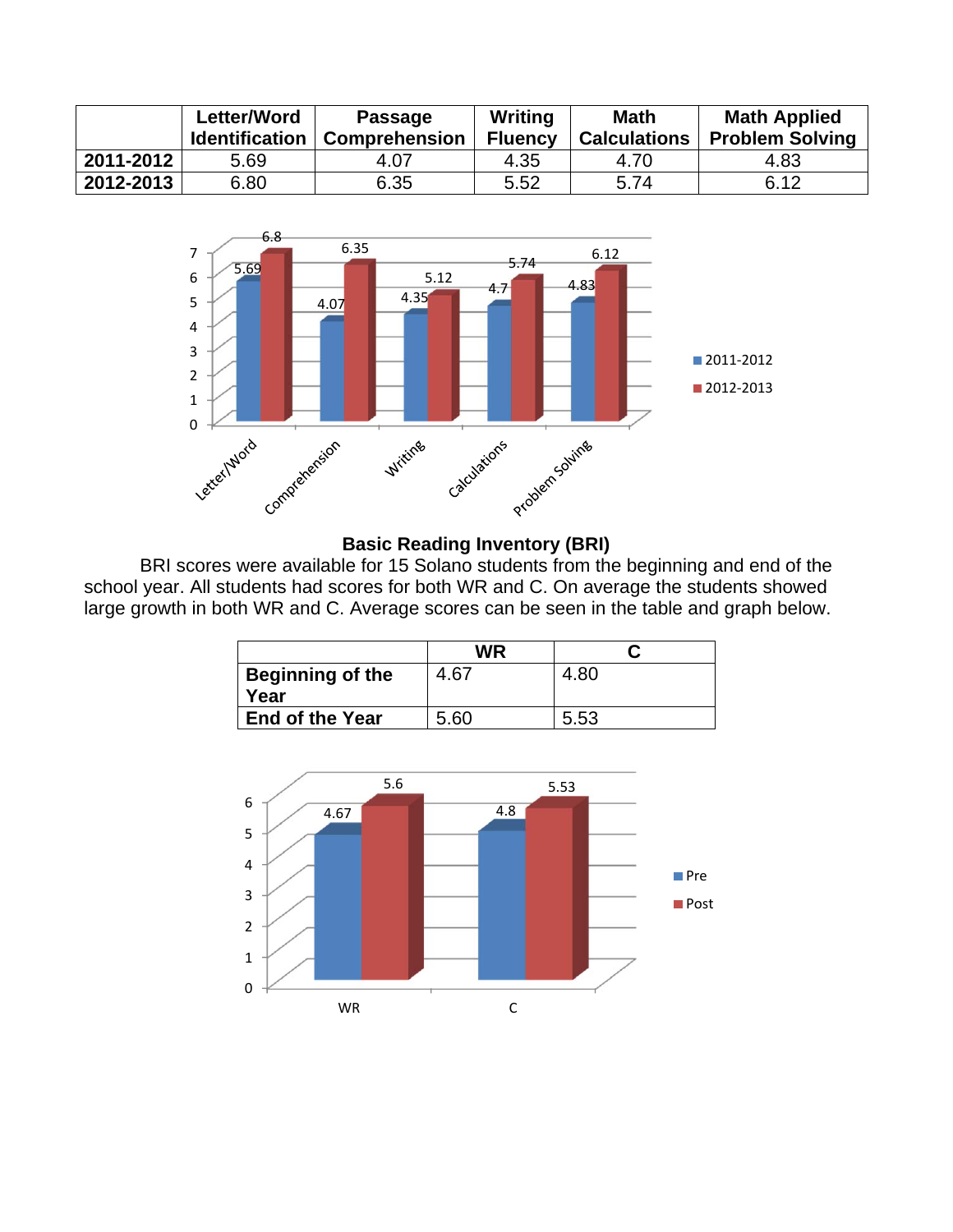| | Letter/Word Identification | Passage Comprehension | Writing Fluency | Math Calculations | Math Applied Problem Solving |
|---|---|---|---|---|---|
| **2011-2012** | 5.69 | 4.07 | 4.35 | 4.70 | 4.83 |
| **2012-2013** | 6.80 | 6.35 | 5.52 | 5.74 | 6.12 |

## Basic Reading Inventory (BRI)

BRI scores were available for 15 Solano students from the beginning and end of the school year. All students had scores for both WR and C. On average the students showed large growth in both WR and C. Average scores can be seen in the table and graph below.

| | WR | C |
|---|---|---|
| **Beginning of the Year** | 4.67 | 4.80 |
| **End of the Year** | 5.60 | 5.53 |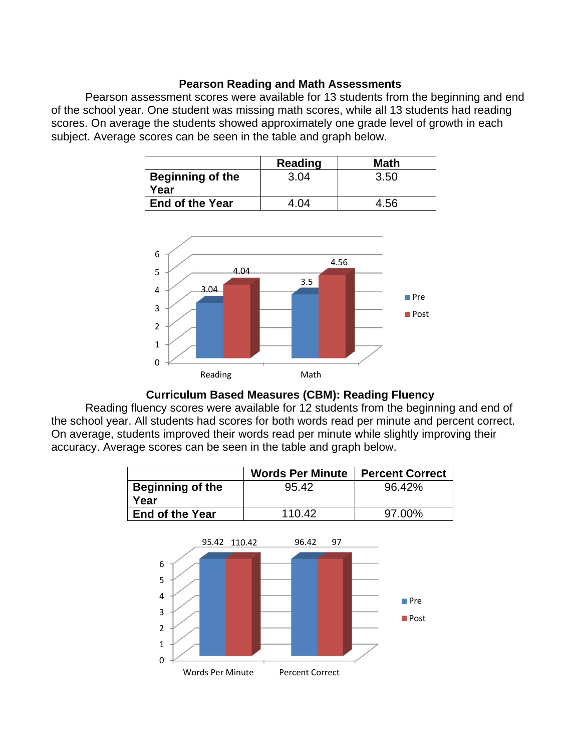### Pearson Reading and Math Assessments

Pearson assessment scores were available for 13 students from the beginning and end of the school year. One student was missing math scores, while all 13 students had reading scores. On average the students showed approximately one grade level of growth in each subject. Average scores can be seen in the table and graph below.

| | Reading | Math |
|---|---|---|
| **Beginning of the Year** | 3.04 | 3.50 |
| **End of the Year** | 4.04 | 4.56 |

### Curriculum Based Measures (CBM): Reading Fluency

Reading fluency scores were available for 12 students from the beginning and end of the school year. All students had scores for both words read per minute and percent correct. On average, students improved their words read per minute while slightly improving their accuracy. Average scores can be seen in the table and graph below.

| | Words Per Minute | Percent Correct |
|---|---|---|
| **Beginning of the Year** | 95.42 | 96.42% |
| **End of the Year** | 110.42 | 97.00% |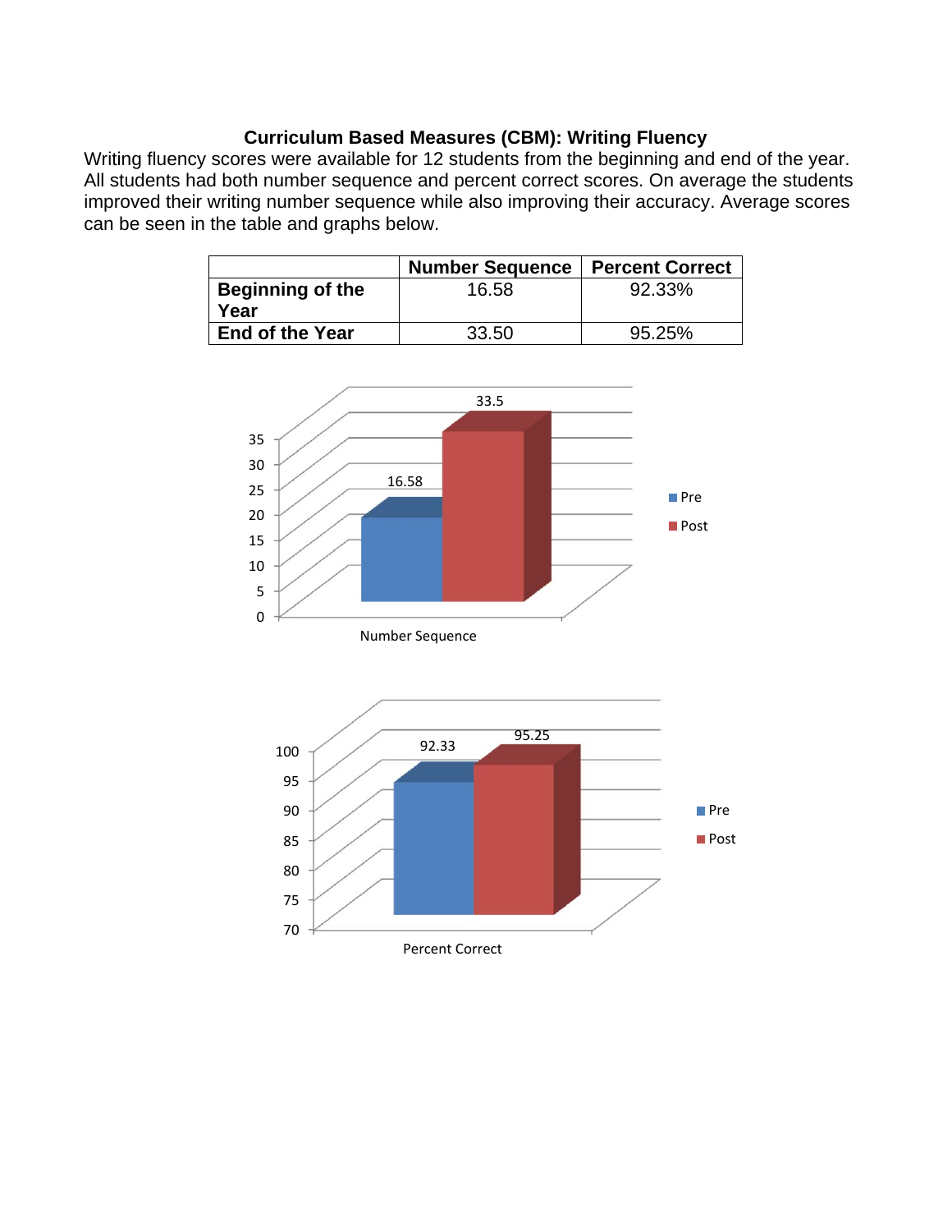### Curriculum Based Measures (CBM): Writing Fluency

Writing fluency scores were available for 12 students from the beginning and end of the year. All students had both number sequence and percent correct scores. On average the students improved their writing number sequence while also improving their accuracy. Average scores can be seen in the table and graphs below.

| | Number Sequence | Percent Correct |
|---|---|---|
| **Beginning of the Year** | 16.58 | 92.33% |
| **End of the Year** | 33.50 | 95.25% |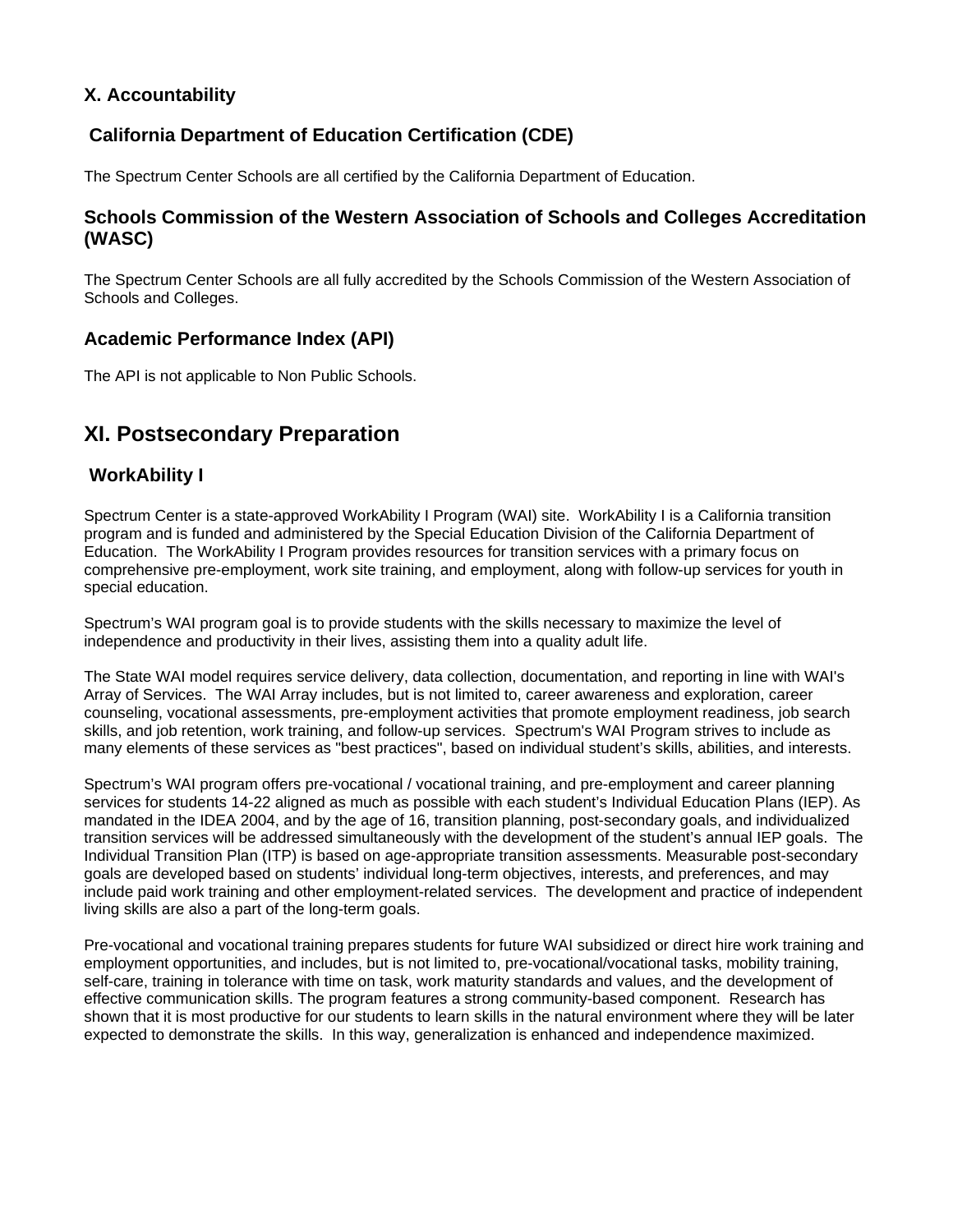## X. Accountability

### California Department of Education Certification (CDE)

The Spectrum Center Schools are all certified by the California Department of Education.

### Schools Commission of the Western Association of Schools and Colleges Accreditation (WASC)

The Spectrum Center Schools are all fully accredited by the Schools Commission of the Western Association of Schools and Colleges.

### Academic Performance Index (API)

The API is not applicable to Non Public Schools.

## XI. Postsecondary Preparation

### WorkAbility I

Spectrum Center is a state-approved WorkAbility I Program (WAI) site. WorkAbility I is a California transition program and is funded and administered by the Special Education Division of the California Department of Education. The WorkAbility I Program provides resources for transition services with a primary focus on comprehensive pre-employment, work site training, and employment, along with follow-up services for youth in special education.

Spectrum's WAI program goal is to provide students with the skills necessary to maximize the level of independence and productivity in their lives, assisting them into a quality adult life.

The State WAI model requires service delivery, data collection, documentation, and reporting in line with WAI's Array of Services. The WAI Array includes, but is not limited to, career awareness and exploration, career counseling, vocational assessments, pre-employment activities that promote employment readiness, job search skills, and job retention, work training, and follow-up services. Spectrum's WAI Program strives to include as many elements of these services as "best practices", based on individual student's skills, abilities, and interests.

Spectrum's WAI program offers pre-vocational / vocational training, and pre-employment and career planning services for students 14-22 aligned as much as possible with each student's Individual Education Plans (IEP). As mandated in the IDEA 2004, and by the age of 16, transition planning, post-secondary goals, and individualized transition services will be addressed simultaneously with the development of the student's annual IEP goals. The Individual Transition Plan (ITP) is based on age-appropriate transition assessments. Measurable post-secondary goals are developed based on students' individual long-term objectives, interests, and preferences, and may include paid work training and other employment-related services. The development and practice of independent living skills are also a part of the long-term goals.

Pre-vocational and vocational training prepares students for future WAI subsidized or direct hire work training and employment opportunities, and includes, but is not limited to, pre-vocational/vocational tasks, mobility training, self-care, training in tolerance with time on task, work maturity standards and values, and the development of effective communication skills. The program features a strong community-based component. Research has shown that it is most productive for our students to learn skills in the natural environment where they will be later expected to demonstrate the skills. In this way, generalization is enhanced and independence maximized.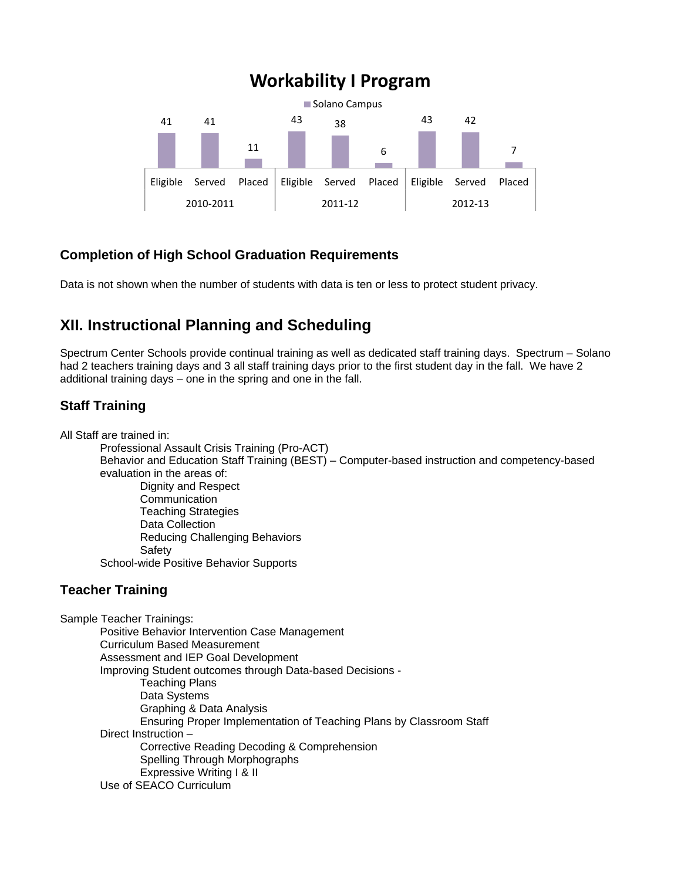**Workability I Program**

Solano Campus

41 41 11 43 38 6 43 42 7

Eligible Served Placed Eligible Served Placed Eligible Served Placed

2010-2011 2011-12 2012-13

### Completion of High School Graduation Requirements

Data is not shown when the number of students with data is ten or less to protect student privacy.

## XII. Instructional Planning and Scheduling

Spectrum Center Schools provide continual training as well as dedicated staff training days. Spectrum – Solano had 2 teachers training days and 3 all staff training days prior to the first student day in the fall. We have 2 additional training days – one in the spring and one in the fall.

### Staff Training

All Staff are trained in:

- Professional Assault Crisis Training (Pro-ACT)
- Behavior and Education Staff Training (BEST) – Computer-based instruction and competency-based evaluation in the areas of:
  - Dignity and Respect
  - Communication
  - Teaching Strategies
  - Data Collection
  - Reducing Challenging Behaviors
  - Safety
- School-wide Positive Behavior Supports

### Teacher Training

Sample Teacher Trainings:

- Positive Behavior Intervention Case Management
- Curriculum Based Measurement
- Assessment and IEP Goal Development
- Improving Student outcomes through Data-based Decisions -
  - Teaching Plans
  - Data Systems
  - Graphing & Data Analysis
  - Ensuring Proper Implementation of Teaching Plans by Classroom Staff
- Direct Instruction –
  - Corrective Reading Decoding & Comprehension
  - Spelling Through Morphographs
  - Expressive Writing I & II
- Use of SEACO Curriculum